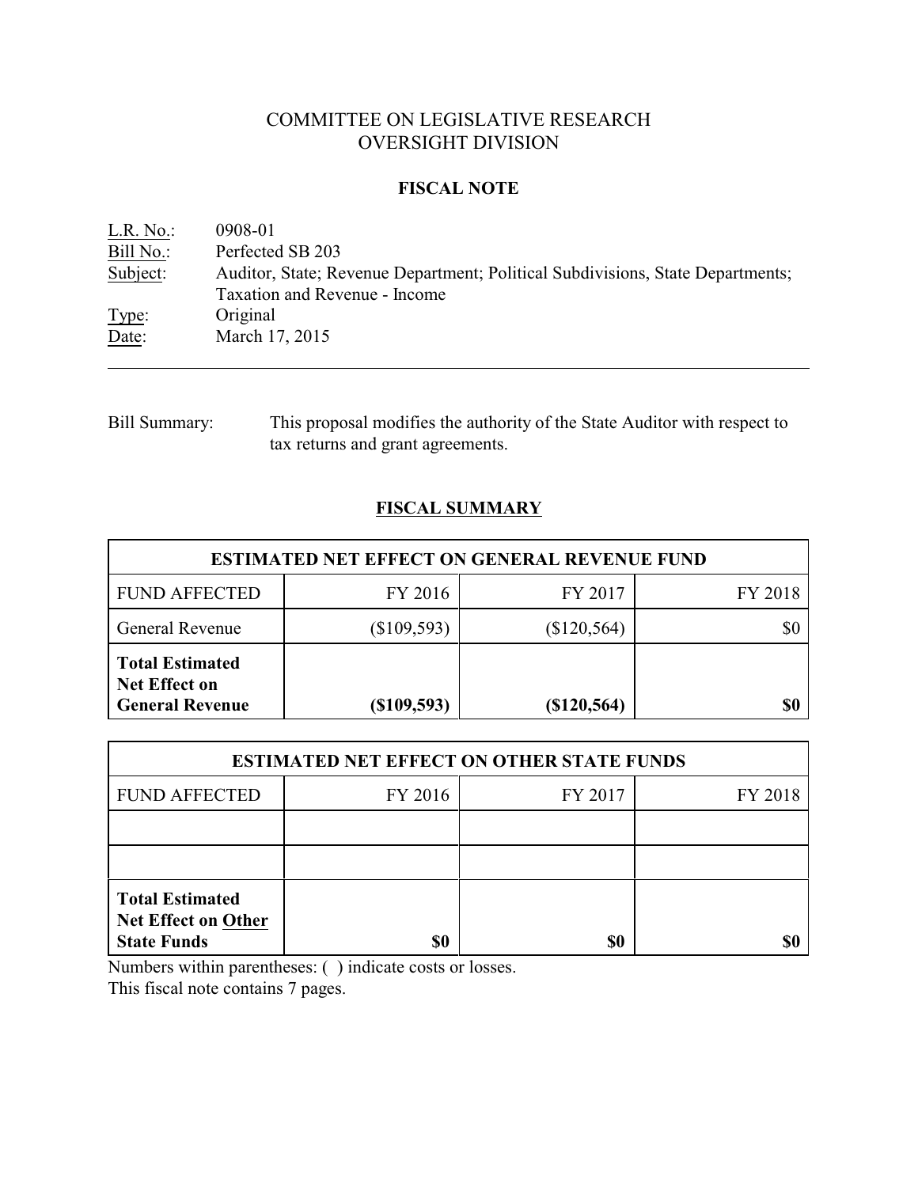# COMMITTEE ON LEGISLATIVE RESEARCH
# OVERSIGHT DIVISION

## FISCAL NOTE

L.R. No.: 0908-01
Bill No.: Perfected SB 203
Subject: Auditor, State; Revenue Department; Political Subdivisions, State Departments; Taxation and Revenue - Income
Type: Original
Date: March 17, 2015

---

Bill Summary: This proposal modifies the authority of the State Auditor with respect to tax returns and grant agreements.

## FISCAL SUMMARY

| ESTIMATED NET EFFECT ON GENERAL REVENUE FUND | | | |
|---|---|---|---|
| FUND AFFECTED | FY 2016 | FY 2017 | FY 2018 |
| General Revenue | ($109,593) | ($120,564) | $0 |
| **Total Estimated Net Effect on General Revenue** | **($109,593)** | **($120,564)** | **$0** |

| ESTIMATED NET EFFECT ON OTHER STATE FUNDS | | | |
|---|---|---|---|
| FUND AFFECTED | FY 2016 | FY 2017 | FY 2018 |
| | | | |
| | | | |
| **Total Estimated Net Effect on Other State Funds** | **$0** | **$0** | **$0** |

Numbers within parentheses: ( ) indicate costs or losses.
This fiscal note contains 7 pages.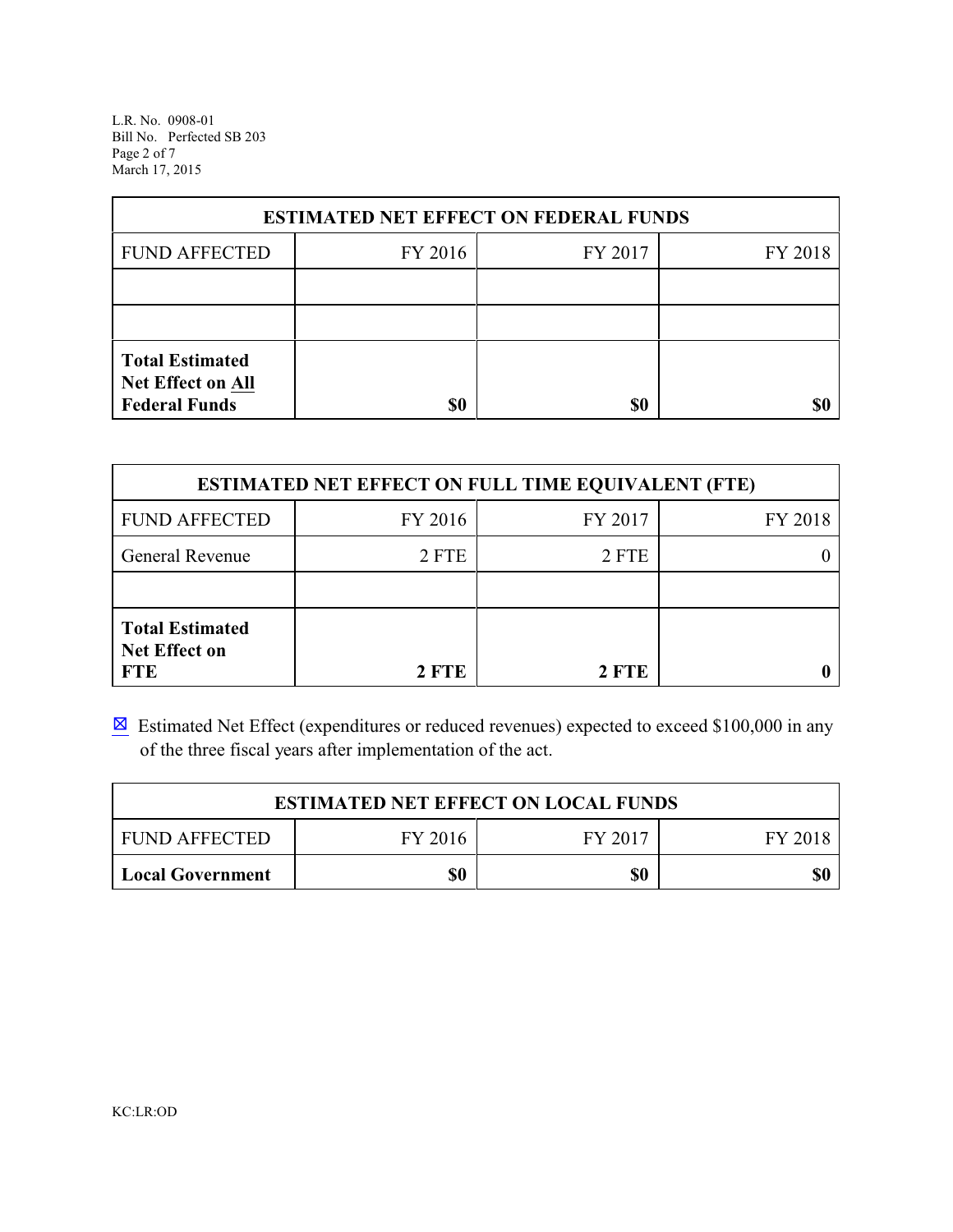| ESTIMATED NET EFFECT ON FEDERAL FUNDS | | | |
|---|---|---|---|
| FUND AFFECTED | FY 2016 | FY 2017 | FY 2018 |
| | | | |
| | | | |
| **Total Estimated Net Effect on All Federal Funds** | **$0** | **$0** | **$0** |

| ESTIMATED NET EFFECT ON FULL TIME EQUIVALENT (FTE) | | | |
|---|---|---|---|
| FUND AFFECTED | FY 2016 | FY 2017 | FY 2018 |
| General Revenue | 2 FTE | 2 FTE | 0 |
| | | | |
| **Total Estimated Net Effect on FTE** | **2 FTE** | **2 FTE** | **0** |

☒ Estimated Net Effect (expenditures or reduced revenues) expected to exceed $100,000 in any of the three fiscal years after implementation of the act.

| ESTIMATED NET EFFECT ON LOCAL FUNDS | | | |
|---|---|---|---|
| FUND AFFECTED | FY 2016 | FY 2017 | FY 2018 |
| **Local Government** | **$0** | **$0** | **$0** |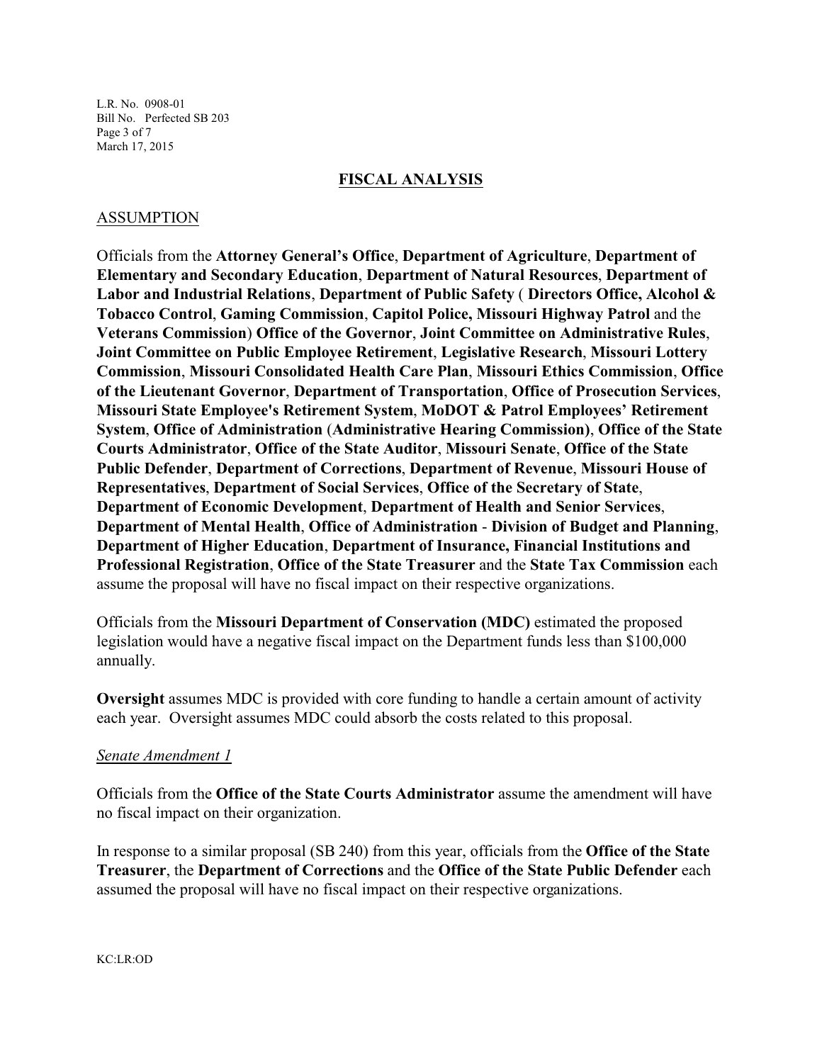## FISCAL ANALYSIS

### ASSUMPTION

Officials from the **Attorney General's Office**, **Department of Agriculture**, **Department of Elementary and Secondary Education**, **Department of Natural Resources**, **Department of Labor and Industrial Relations**, **Department of Public Safety** ( **Directors Office, Alcohol & Tobacco Control**, **Gaming Commission**, **Capitol Police, Missouri Highway Patrol** and the **Veterans Commission**) **Office of the Governor**, **Joint Committee on Administrative Rules**, **Joint Committee on Public Employee Retirement**, **Legislative Research**, **Missouri Lottery Commission**, **Missouri Consolidated Health Care Plan**, **Missouri Ethics Commission**, **Office of the Lieutenant Governor**, **Department of Transportation**, **Office of Prosecution Services**, **Missouri State Employee's Retirement System**, **MoDOT & Patrol Employees' Retirement System**, **Office of Administration** (**Administrative Hearing Commission**), **Office of the State Courts Administrator**, **Office of the State Auditor**, **Missouri Senate**, **Office of the State Public Defender**, **Department of Corrections**, **Department of Revenue**, **Missouri House of Representatives**, **Department of Social Services**, **Office of the Secretary of State**, **Department of Economic Development**, **Department of Health and Senior Services**, **Department of Mental Health**, **Office of Administration** - **Division of Budget and Planning**, **Department of Higher Education**, **Department of Insurance, Financial Institutions and Professional Registration**, **Office of the State Treasurer** and the **State Tax Commission** each assume the proposal will have no fiscal impact on their respective organizations.

Officials from the **Missouri Department of Conservation (MDC)** estimated the proposed legislation would have a negative fiscal impact on the Department funds less than $100,000 annually.

**Oversight** assumes MDC is provided with core funding to handle a certain amount of activity each year. Oversight assumes MDC could absorb the costs related to this proposal.

*Senate Amendment 1*

Officials from the **Office of the State Courts Administrator** assume the amendment will have no fiscal impact on their organization.

In response to a similar proposal (SB 240) from this year, officials from the **Office of the State Treasurer**, the **Department of Corrections** and the **Office of the State Public Defender** each assumed the proposal will have no fiscal impact on their respective organizations.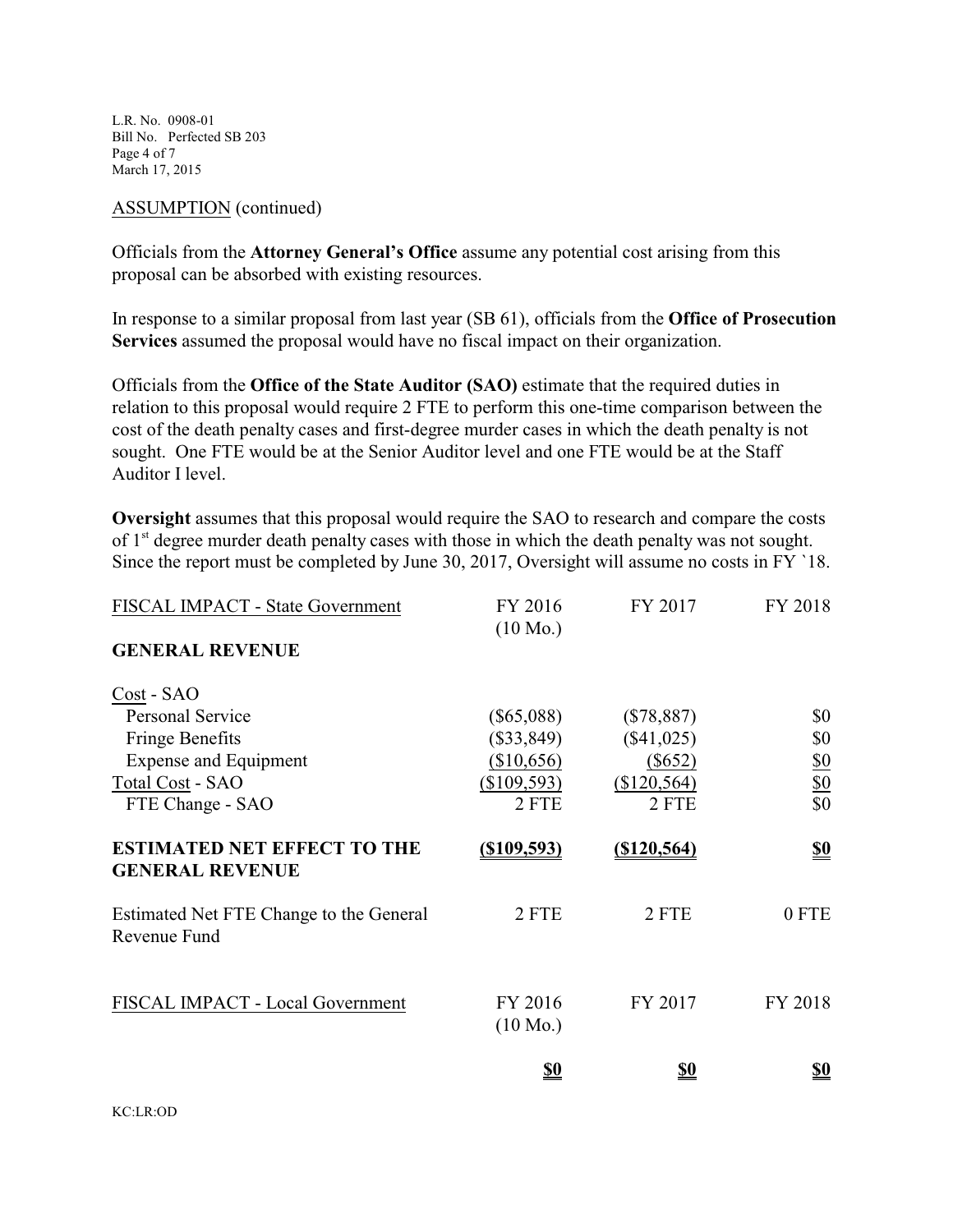ASSUMPTION (continued)

Officials from the **Attorney General's Office** assume any potential cost arising from this proposal can be absorbed with existing resources.

In response to a similar proposal from last year (SB 61), officials from the **Office of Prosecution Services** assumed the proposal would have no fiscal impact on their organization.

Officials from the **Office of the State Auditor (SAO)** estimate that the required duties in relation to this proposal would require 2 FTE to perform this one-time comparison between the cost of the death penalty cases and first-degree murder cases in which the death penalty is not sought. One FTE would be at the Senior Auditor level and one FTE would be at the Staff Auditor I level.

**Oversight** assumes that this proposal would require the SAO to research and compare the costs of 1st degree murder death penalty cases with those in which the death penalty was not sought. Since the report must be completed by June 30, 2017, Oversight will assume no costs in FY `18.

| FISCAL IMPACT - State Government | FY 2016 (10 Mo.) | FY 2017 | FY 2018 |
|---|---|---|---|
| **GENERAL REVENUE** | | | |
| Cost - SAO | | | |
| Personal Service | ($65,088) | ($78,887) | $0 |
| Fringe Benefits | ($33,849) | ($41,025) | $0 |
| Expense and Equipment | ($10,656) | ($652) | $0 |
| Total Cost - SAO | ($109,593) | ($120,564) | $0 |
| FTE Change - SAO | 2 FTE | 2 FTE | $0 |
| **ESTIMATED NET EFFECT TO THE GENERAL REVENUE** | **($109,593)** | **($120,564)** | **$0** |
| Estimated Net FTE Change to the General Revenue Fund | 2 FTE | 2 FTE | 0 FTE |

| FISCAL IMPACT - Local Government | FY 2016 (10 Mo.) | FY 2017 | FY 2018 |
|---|---|---|---|
| | **$0** | **$0** | **$0** |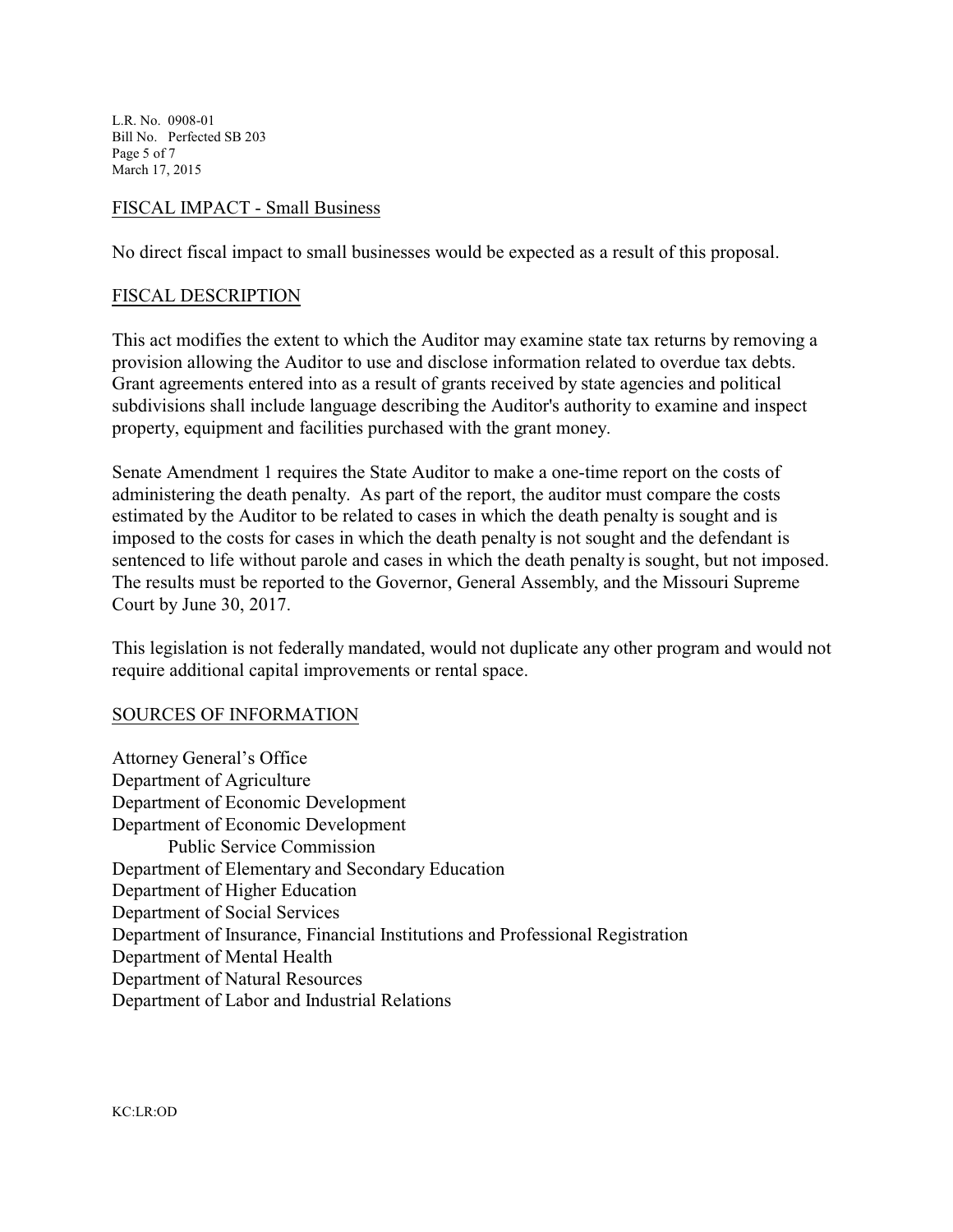## FISCAL IMPACT - Small Business

No direct fiscal impact to small businesses would be expected as a result of this proposal.

## FISCAL DESCRIPTION

This act modifies the extent to which the Auditor may examine state tax returns by removing a provision allowing the Auditor to use and disclose information related to overdue tax debts. Grant agreements entered into as a result of grants received by state agencies and political subdivisions shall include language describing the Auditor's authority to examine and inspect property, equipment and facilities purchased with the grant money.

Senate Amendment 1 requires the State Auditor to make a one-time report on the costs of administering the death penalty. As part of the report, the auditor must compare the costs estimated by the Auditor to be related to cases in which the death penalty is sought and is imposed to the costs for cases in which the death penalty is not sought and the defendant is sentenced to life without parole and cases in which the death penalty is sought, but not imposed. The results must be reported to the Governor, General Assembly, and the Missouri Supreme Court by June 30, 2017.

This legislation is not federally mandated, would not duplicate any other program and would not require additional capital improvements or rental space.

## SOURCES OF INFORMATION

Attorney General's Office
Department of Agriculture
Department of Economic Development
Department of Economic Development
    Public Service Commission
Department of Elementary and Secondary Education
Department of Higher Education
Department of Social Services
Department of Insurance, Financial Institutions and Professional Registration
Department of Mental Health
Department of Natural Resources
Department of Labor and Industrial Relations

KC:LR:OD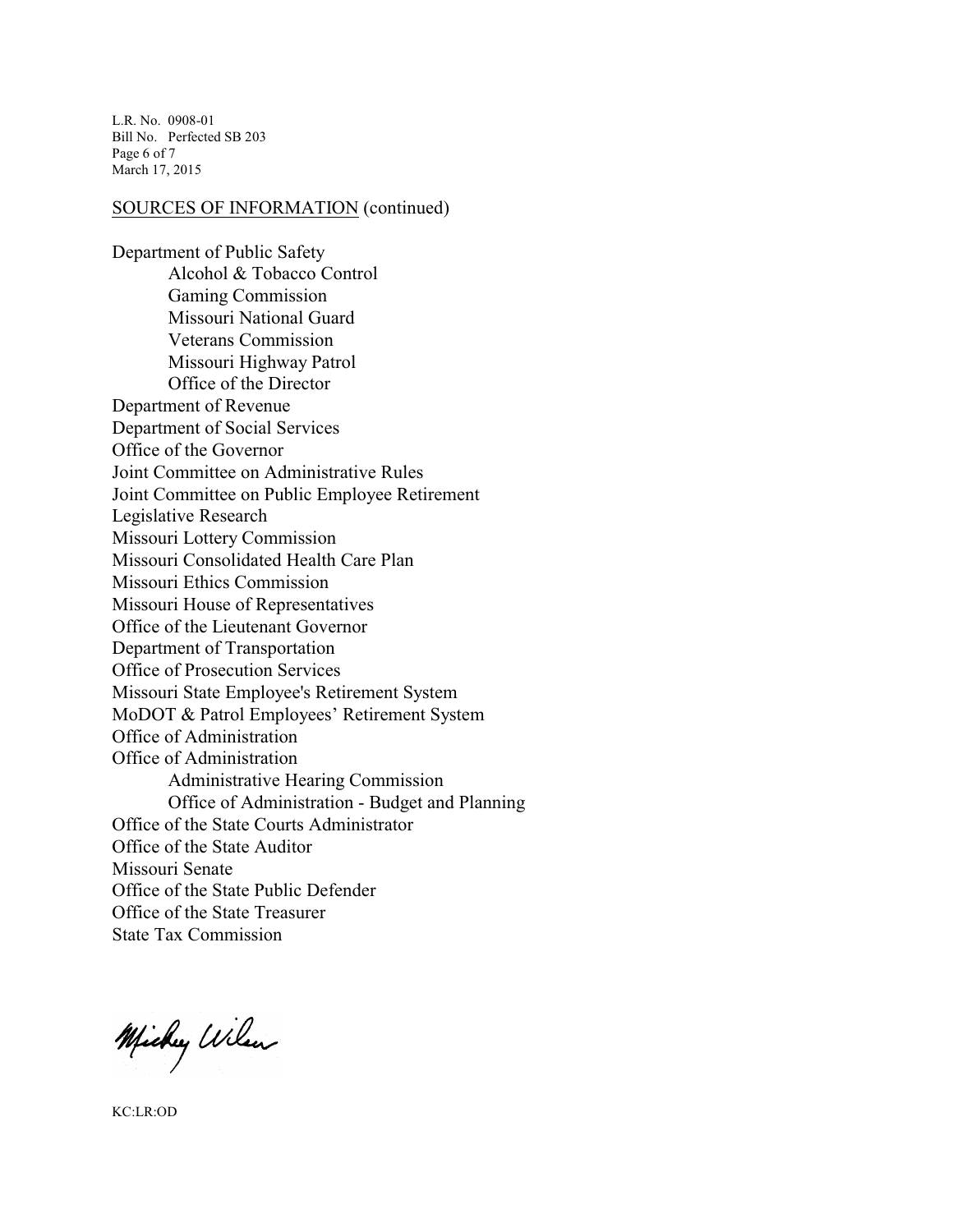SOURCES OF INFORMATION (continued)

Department of Public Safety
- Alcohol & Tobacco Control
- Gaming Commission
- Missouri National Guard
- Veterans Commission
- Missouri Highway Patrol
- Office of the Director

Department of Revenue
Department of Social Services
Office of the Governor
Joint Committee on Administrative Rules
Joint Committee on Public Employee Retirement
Legislative Research
Missouri Lottery Commission
Missouri Consolidated Health Care Plan
Missouri Ethics Commission
Missouri House of Representatives
Office of the Lieutenant Governor
Department of Transportation
Office of Prosecution Services
Missouri State Employee's Retirement System
MoDOT & Patrol Employees' Retirement System
Office of Administration
Office of Administration
- Administrative Hearing Commission
- Office of Administration - Budget and Planning

Office of the State Courts Administrator
Office of the State Auditor
Missouri Senate
Office of the State Public Defender
Office of the State Treasurer
State Tax Commission

Mickey Wilson

KC:LR:OD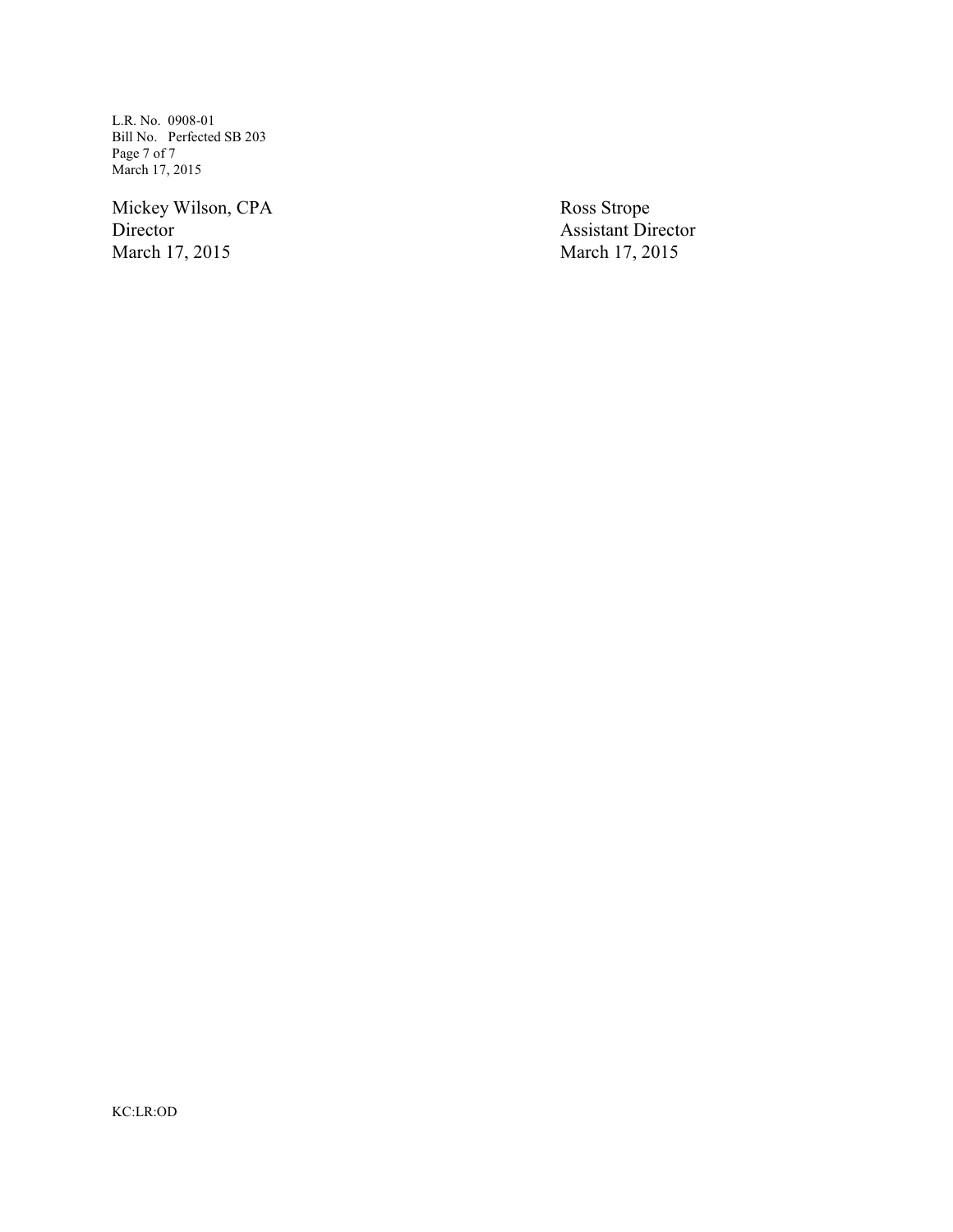Mickey Wilson, CPA
Director
March 17, 2015

Ross Strope
Assistant Director
March 17, 2015

KC:LR:OD